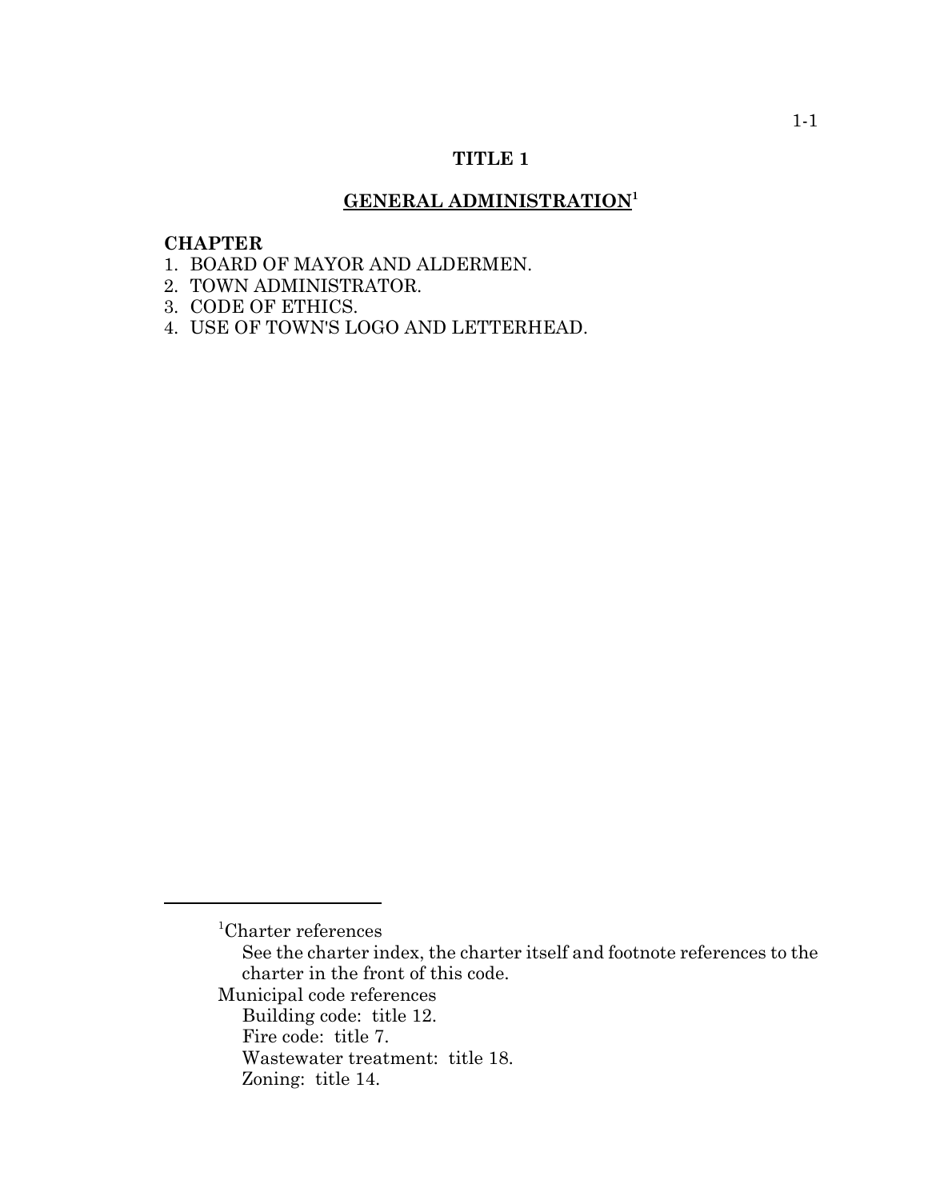# TITLE 1

## GENERAL ADMINISTRATION[1]

**CHAPTER**

1. BOARD OF MAYOR AND ALDERMEN.
2. TOWN ADMINISTRATOR.
3. CODE OF ETHICS.
4. USE OF TOWN'S LOGO AND LETTERHEAD.

---

[1]Charter references

See the charter index, the charter itself and footnote references to the charter in the front of this code.

Municipal code references

Building code: title 12.

Fire code: title 7.

Wastewater treatment: title 18.

Zoning: title 14.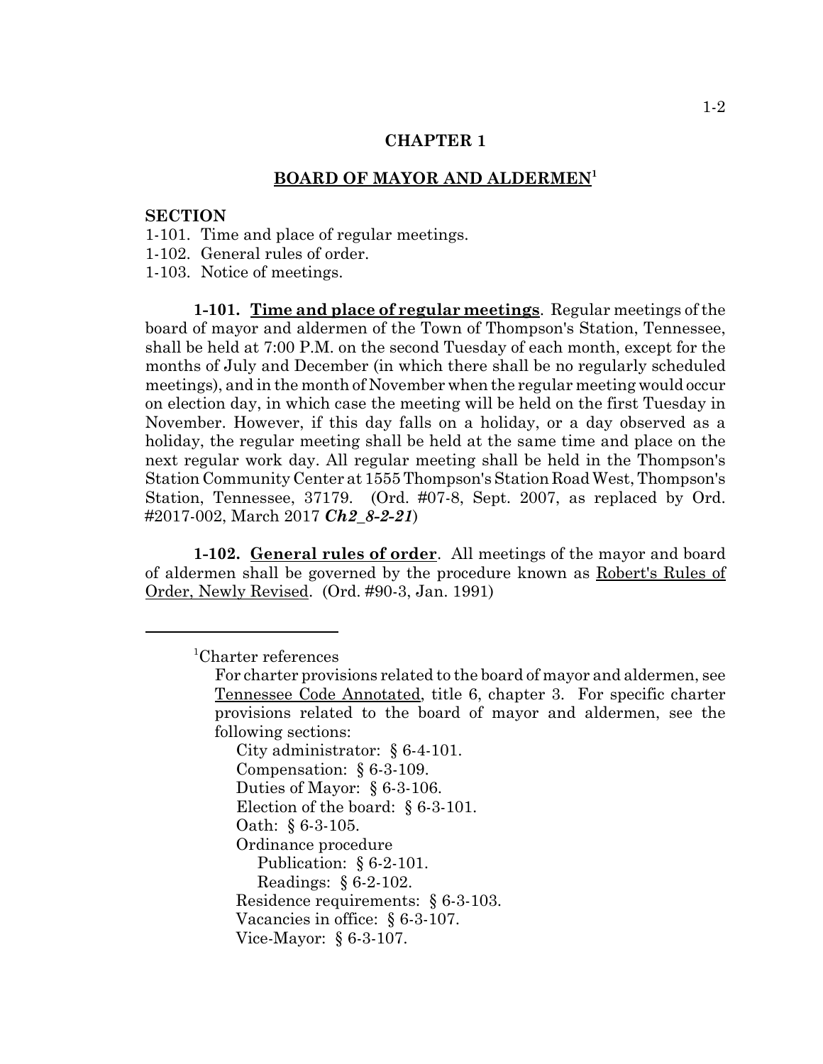## CHAPTER 1

## BOARD OF MAYOR AND ALDERMEN[1]

**SECTION**

1-101. Time and place of regular meetings.
1-102. General rules of order.
1-103. Notice of meetings.

**1-101. Time and place of regular meetings**. Regular meetings of the board of mayor and aldermen of the Town of Thompson's Station, Tennessee, shall be held at 7:00 P.M. on the second Tuesday of each month, except for the months of July and December (in which there shall be no regularly scheduled meetings), and in the month of November when the regular meeting would occur on election day, in which case the meeting will be held on the first Tuesday in November. However, if this day falls on a holiday, or a day observed as a holiday, the regular meeting shall be held at the same time and place on the next regular work day. All regular meeting shall be held in the Thompson's Station Community Center at 1555 Thompson's Station Road West, Thompson's Station, Tennessee, 37179. (Ord. #07-8, Sept. 2007, as replaced by Ord. #2017-002, March 2017 ***Ch2_8-2-21***)

**1-102. General rules of order**. All meetings of the mayor and board of aldermen shall be governed by the procedure known as Robert's Rules of Order, Newly Revised. (Ord. #90-3, Jan. 1991)

---

[1]Charter references

For charter provisions related to the board of mayor and aldermen, see Tennessee Code Annotated, title 6, chapter 3. For specific charter provisions related to the board of mayor and aldermen, see the following sections:

- City administrator: § 6-4-101.
- Compensation: § 6-3-109.
- Duties of Mayor: § 6-3-106.
- Election of the board: § 6-3-101.
- Oath: § 6-3-105.
- Ordinance procedure
  - Publication: § 6-2-101.
  - Readings: § 6-2-102.
- Residence requirements: § 6-3-103.
- Vacancies in office: § 6-3-107.
- Vice-Mayor: § 6-3-107.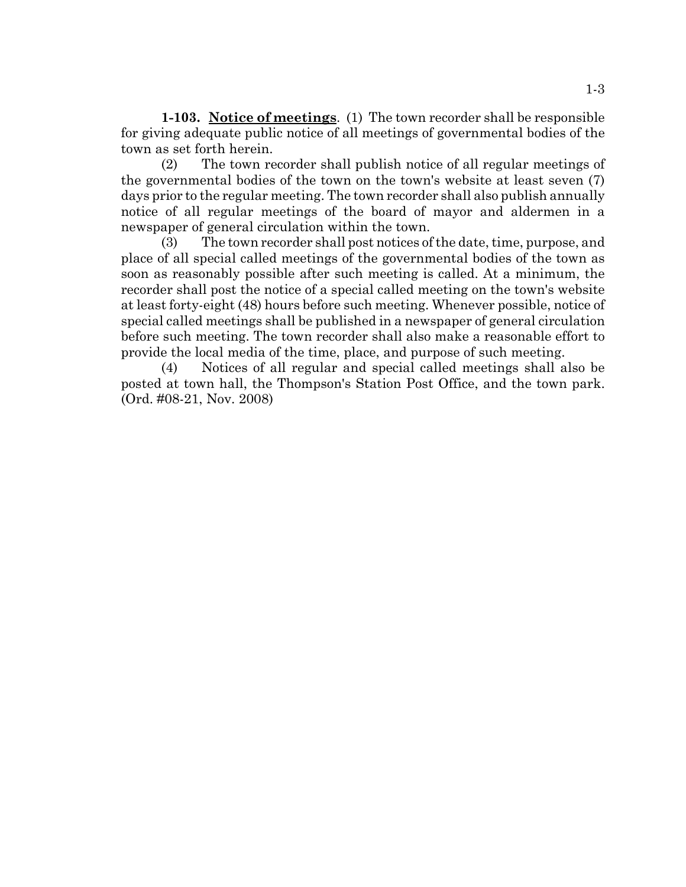**1-103. <u>Notice of meetings</u>.** (1) The town recorder shall be responsible for giving adequate public notice of all meetings of governmental bodies of the town as set forth herein.

(2) The town recorder shall publish notice of all regular meetings of the governmental bodies of the town on the town's website at least seven (7) days prior to the regular meeting. The town recorder shall also publish annually notice of all regular meetings of the board of mayor and aldermen in a newspaper of general circulation within the town.

(3) The town recorder shall post notices of the date, time, purpose, and place of all special called meetings of the governmental bodies of the town as soon as reasonably possible after such meeting is called. At a minimum, the recorder shall post the notice of a special called meeting on the town's website at least forty-eight (48) hours before such meeting. Whenever possible, notice of special called meetings shall be published in a newspaper of general circulation before such meeting. The town recorder shall also make a reasonable effort to provide the local media of the time, place, and purpose of such meeting.

(4) Notices of all regular and special called meetings shall also be posted at town hall, the Thompson's Station Post Office, and the town park. (Ord. #08-21, Nov. 2008)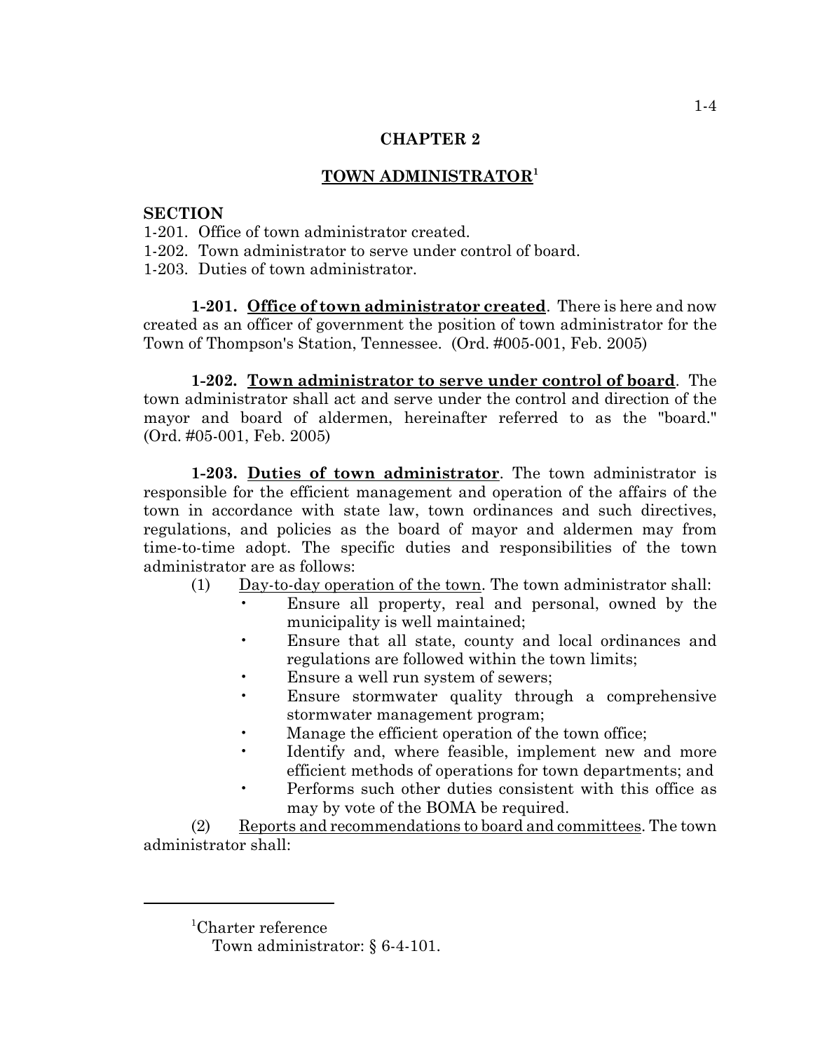# CHAPTER 2

## TOWN ADMINISTRATOR[1]

**SECTION**

1-201. Office of town administrator created.
1-202. Town administrator to serve under control of board.
1-203. Duties of town administrator.

**1-201. Office of town administrator created**. There is here and now created as an officer of government the position of town administrator for the Town of Thompson's Station, Tennessee. (Ord. #005-001, Feb. 2005)

**1-202. Town administrator to serve under control of board**. The town administrator shall act and serve under the control and direction of the mayor and board of aldermen, hereinafter referred to as the "board." (Ord. #05-001, Feb. 2005)

**1-203. Duties of town administrator**. The town administrator is responsible for the efficient management and operation of the affairs of the town in accordance with state law, town ordinances and such directives, regulations, and policies as the board of mayor and aldermen may from time-to-time adopt. The specific duties and responsibilities of the town administrator are as follows:

(1) Day-to-day operation of the town. The town administrator shall:

- Ensure all property, real and personal, owned by the municipality is well maintained;
- Ensure that all state, county and local ordinances and regulations are followed within the town limits;
- Ensure a well run system of sewers;
- Ensure stormwater quality through a comprehensive stormwater management program;
- Manage the efficient operation of the town office;
- Identify and, where feasible, implement new and more efficient methods of operations for town departments; and
- Performs such other duties consistent with this office as may by vote of the BOMA be required.

(2) Reports and recommendations to board and committees. The town administrator shall:

---

[1] Charter reference
Town administrator: § 6-4-101.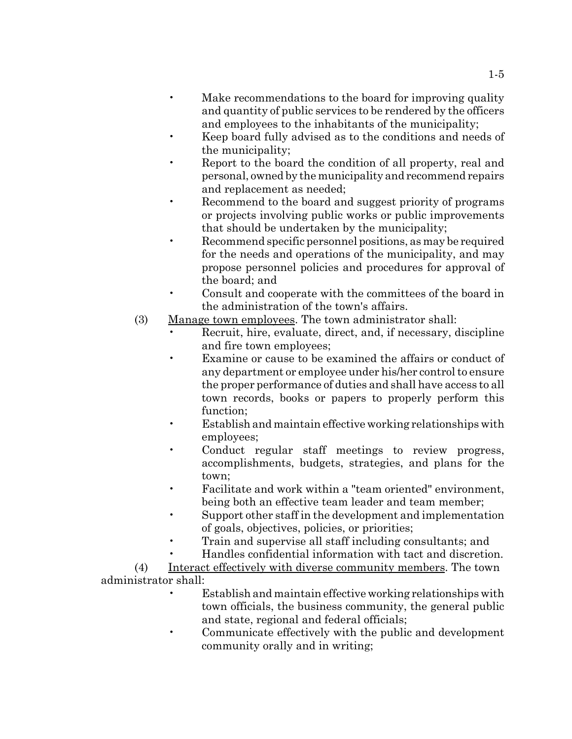- Make recommendations to the board for improving quality and quantity of public services to be rendered by the officers and employees to the inhabitants of the municipality;
- Keep board fully advised as to the conditions and needs of the municipality;
- Report to the board the condition of all property, real and personal, owned by the municipality and recommend repairs and replacement as needed;
- Recommend to the board and suggest priority of programs or projects involving public works or public improvements that should be undertaken by the municipality;
- Recommend specific personnel positions, as may be required for the needs and operations of the municipality, and may propose personnel policies and procedures for approval of the board; and
- Consult and cooperate with the committees of the board in the administration of the town's affairs.

(3) Manage town employees. The town administrator shall:

- Recruit, hire, evaluate, direct, and, if necessary, discipline and fire town employees;
- Examine or cause to be examined the affairs or conduct of any department or employee under his/her control to ensure the proper performance of duties and shall have access to all town records, books or papers to properly perform this function;
- Establish and maintain effective working relationships with employees;
- Conduct regular staff meetings to review progress, accomplishments, budgets, strategies, and plans for the town;
- Facilitate and work within a "team oriented" environment, being both an effective team leader and team member;
- Support other staff in the development and implementation of goals, objectives, policies, or priorities;
- Train and supervise all staff including consultants; and
- Handles confidential information with tact and discretion.

(4) Interact effectively with diverse community members. The town administrator shall:

- Establish and maintain effective working relationships with town officials, the business community, the general public and state, regional and federal officials;
- Communicate effectively with the public and development community orally and in writing;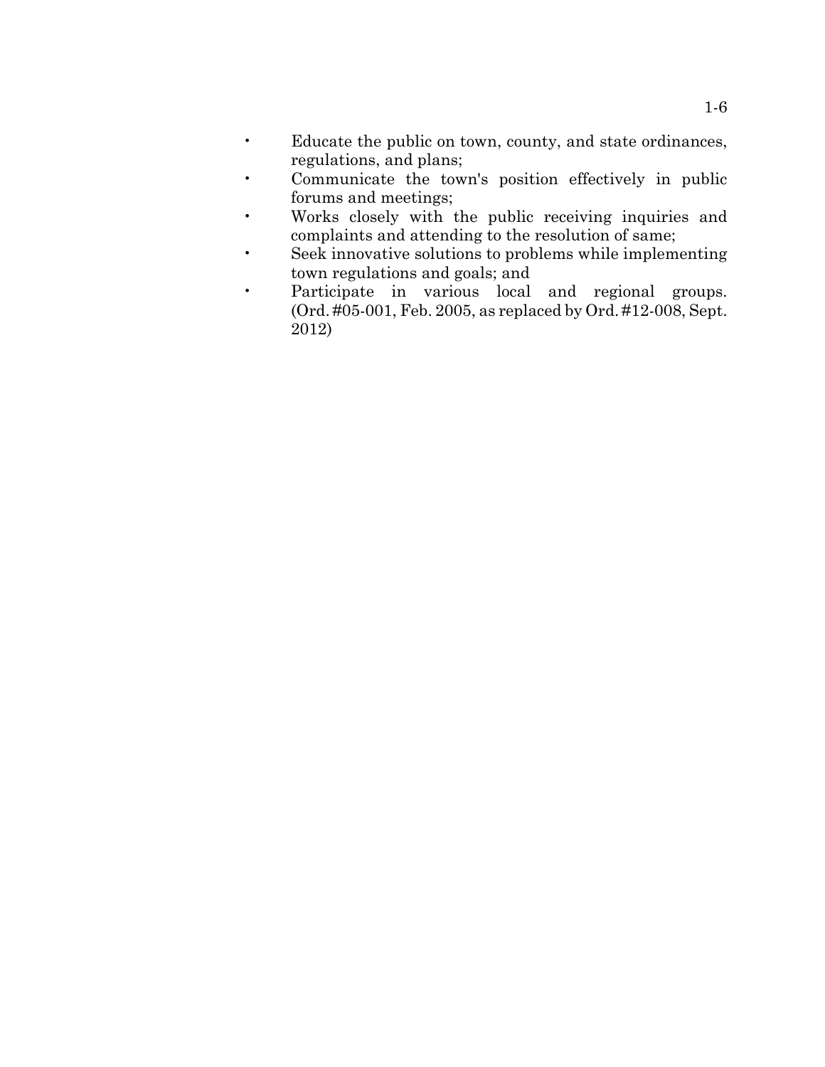- Educate the public on town, county, and state ordinances, regulations, and plans;
- Communicate the town's position effectively in public forums and meetings;
- Works closely with the public receiving inquiries and complaints and attending to the resolution of same;
- Seek innovative solutions to problems while implementing town regulations and goals; and
- Participate in various local and regional groups. (Ord. #05-001, Feb. 2005, as replaced by Ord. #12-008, Sept. 2012)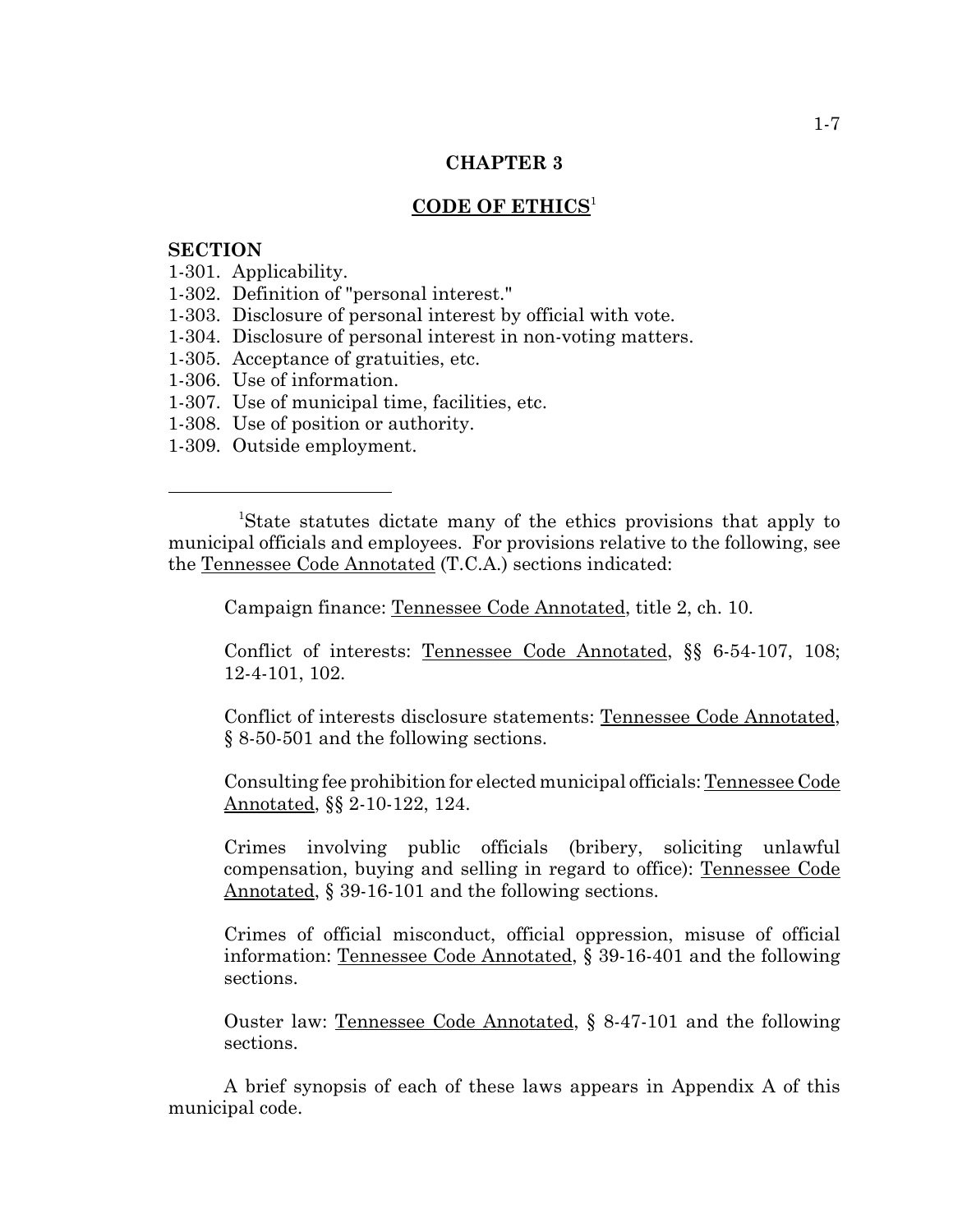# CHAPTER 3

## CODE OF ETHICS[1]

**SECTION**

1-301. Applicability.
1-302. Definition of "personal interest."
1-303. Disclosure of personal interest by official with vote.
1-304. Disclosure of personal interest in non-voting matters.
1-305. Acceptance of gratuities, etc.
1-306. Use of information.
1-307. Use of municipal time, facilities, etc.
1-308. Use of position or authority.
1-309. Outside employment.

---

[1]State statutes dictate many of the ethics provisions that apply to municipal officials and employees. For provisions relative to the following, see the Tennessee Code Annotated (T.C.A.) sections indicated:

Campaign finance: Tennessee Code Annotated, title 2, ch. 10.

Conflict of interests: Tennessee Code Annotated, §§ 6-54-107, 108; 12-4-101, 102.

Conflict of interests disclosure statements: Tennessee Code Annotated, § 8-50-501 and the following sections.

Consulting fee prohibition for elected municipal officials: Tennessee Code Annotated, §§ 2-10-122, 124.

Crimes involving public officials (bribery, soliciting unlawful compensation, buying and selling in regard to office): Tennessee Code Annotated, § 39-16-101 and the following sections.

Crimes of official misconduct, official oppression, misuse of official information: Tennessee Code Annotated, § 39-16-401 and the following sections.

Ouster law: Tennessee Code Annotated, § 8-47-101 and the following sections.

A brief synopsis of each of these laws appears in Appendix A of this municipal code.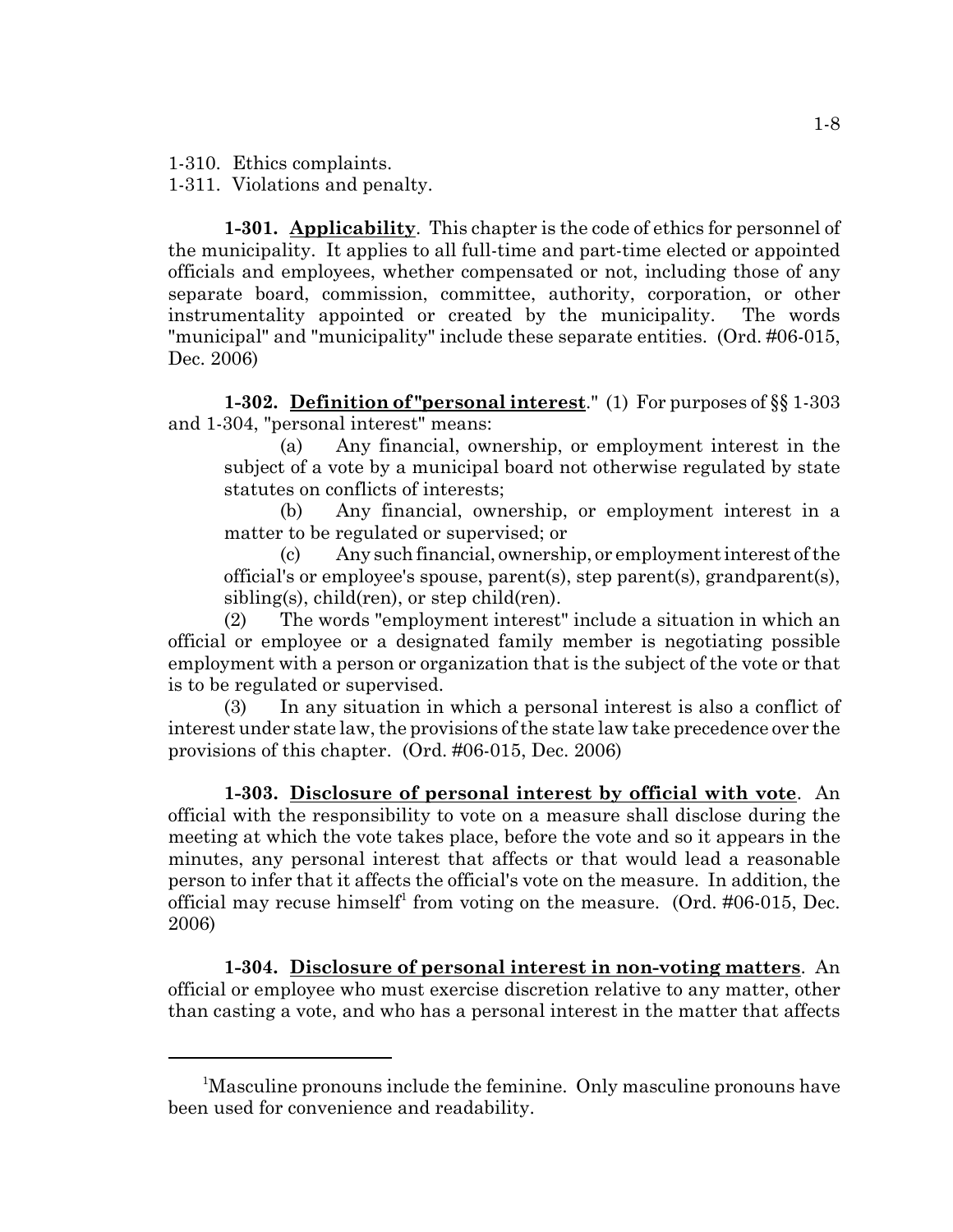1-310. Ethics complaints.
1-311. Violations and penalty.

**1-301. Applicability**. This chapter is the code of ethics for personnel of the municipality. It applies to all full-time and part-time elected or appointed officials and employees, whether compensated or not, including those of any separate board, commission, committee, authority, corporation, or other instrumentality appointed or created by the municipality. The words "municipal" and "municipality" include these separate entities. (Ord. #06-015, Dec. 2006)

**1-302. Definition of "personal interest**." (1) For purposes of §§ 1-303 and 1-304, "personal interest" means:

(a) Any financial, ownership, or employment interest in the subject of a vote by a municipal board not otherwise regulated by state statutes on conflicts of interests;

(b) Any financial, ownership, or employment interest in a matter to be regulated or supervised; or

(c) Any such financial, ownership, or employment interest of the official's or employee's spouse, parent(s), step parent(s), grandparent(s), sibling(s), child(ren), or step child(ren).

(2) The words "employment interest" include a situation in which an official or employee or a designated family member is negotiating possible employment with a person or organization that is the subject of the vote or that is to be regulated or supervised.

(3) In any situation in which a personal interest is also a conflict of interest under state law, the provisions of the state law take precedence over the provisions of this chapter. (Ord. #06-015, Dec. 2006)

**1-303. Disclosure of personal interest by official with vote**. An official with the responsibility to vote on a measure shall disclose during the meeting at which the vote takes place, before the vote and so it appears in the minutes, any personal interest that affects or that would lead a reasonable person to infer that it affects the official's vote on the measure. In addition, the official may recuse himself[1] from voting on the measure. (Ord. #06-015, Dec. 2006)

**1-304. Disclosure of personal interest in non-voting matters**. An official or employee who must exercise discretion relative to any matter, other than casting a vote, and who has a personal interest in the matter that affects

[1]Masculine pronouns include the feminine. Only masculine pronouns have been used for convenience and readability.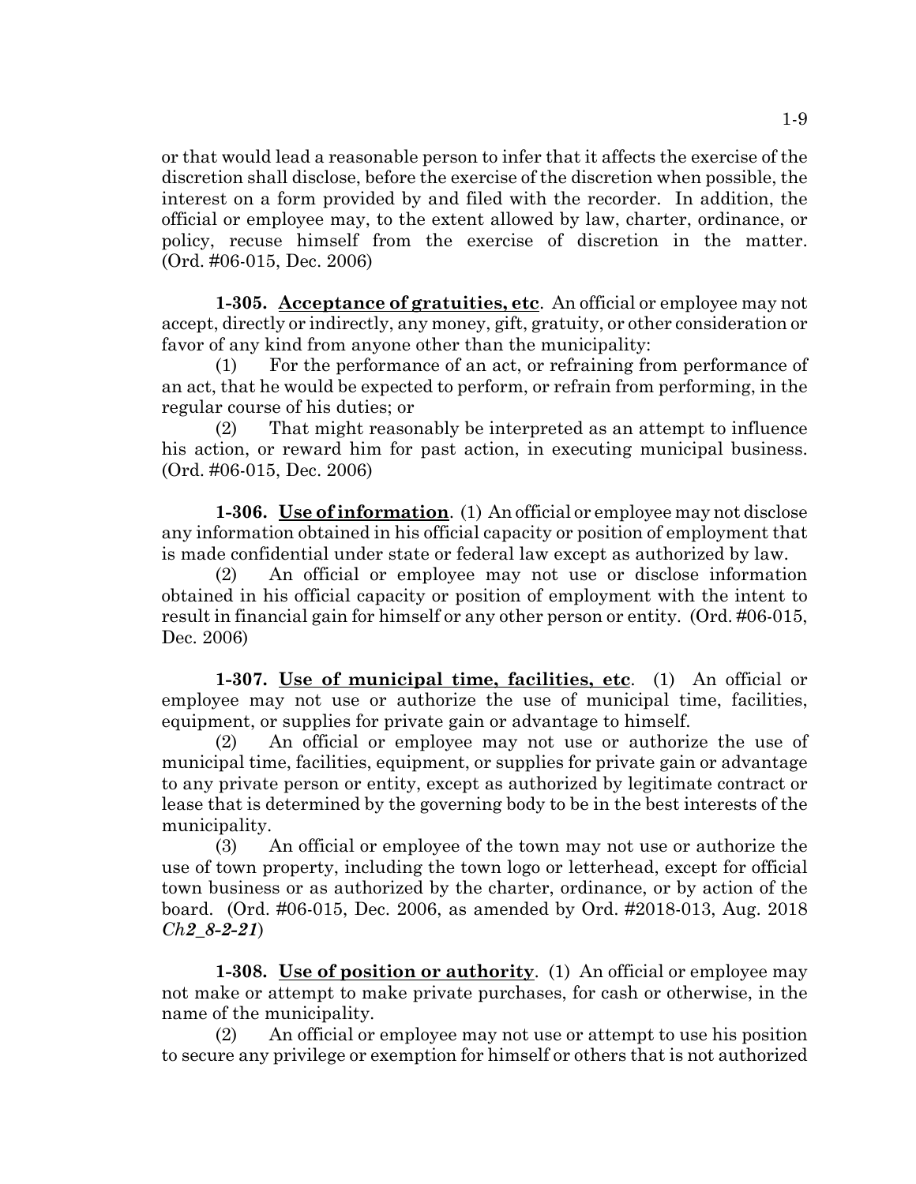or that would lead a reasonable person to infer that it affects the exercise of the discretion shall disclose, before the exercise of the discretion when possible, the interest on a form provided by and filed with the recorder. In addition, the official or employee may, to the extent allowed by law, charter, ordinance, or policy, recuse himself from the exercise of discretion in the matter. (Ord. #06-015, Dec. 2006)

**1-305. <u>Acceptance of gratuities, etc</u>**. An official or employee may not accept, directly or indirectly, any money, gift, gratuity, or other consideration or favor of any kind from anyone other than the municipality:

(1) For the performance of an act, or refraining from performance of an act, that he would be expected to perform, or refrain from performing, in the regular course of his duties; or

(2) That might reasonably be interpreted as an attempt to influence his action, or reward him for past action, in executing municipal business. (Ord. #06-015, Dec. 2006)

**1-306. <u>Use of information</u>**. (1) An official or employee may not disclose any information obtained in his official capacity or position of employment that is made confidential under state or federal law except as authorized by law.

(2) An official or employee may not use or disclose information obtained in his official capacity or position of employment with the intent to result in financial gain for himself or any other person or entity. (Ord. #06-015, Dec. 2006)

**1-307. <u>Use of municipal time, facilities, etc</u>**. (1) An official or employee may not use or authorize the use of municipal time, facilities, equipment, or supplies for private gain or advantage to himself.

(2) An official or employee may not use or authorize the use of municipal time, facilities, equipment, or supplies for private gain or advantage to any private person or entity, except as authorized by legitimate contract or lease that is determined by the governing body to be in the best interests of the municipality.

(3) An official or employee of the town may not use or authorize the use of town property, including the town logo or letterhead, except for official town business or as authorized by the charter, ordinance, or by action of the board. (Ord. #06-015, Dec. 2006, as amended by Ord. #2018-013, Aug. 2018 *Ch2_8-2-21*)

**1-308. <u>Use of position or authority</u>**. (1) An official or employee may not make or attempt to make private purchases, for cash or otherwise, in the name of the municipality.

(2) An official or employee may not use or attempt to use his position to secure any privilege or exemption for himself or others that is not authorized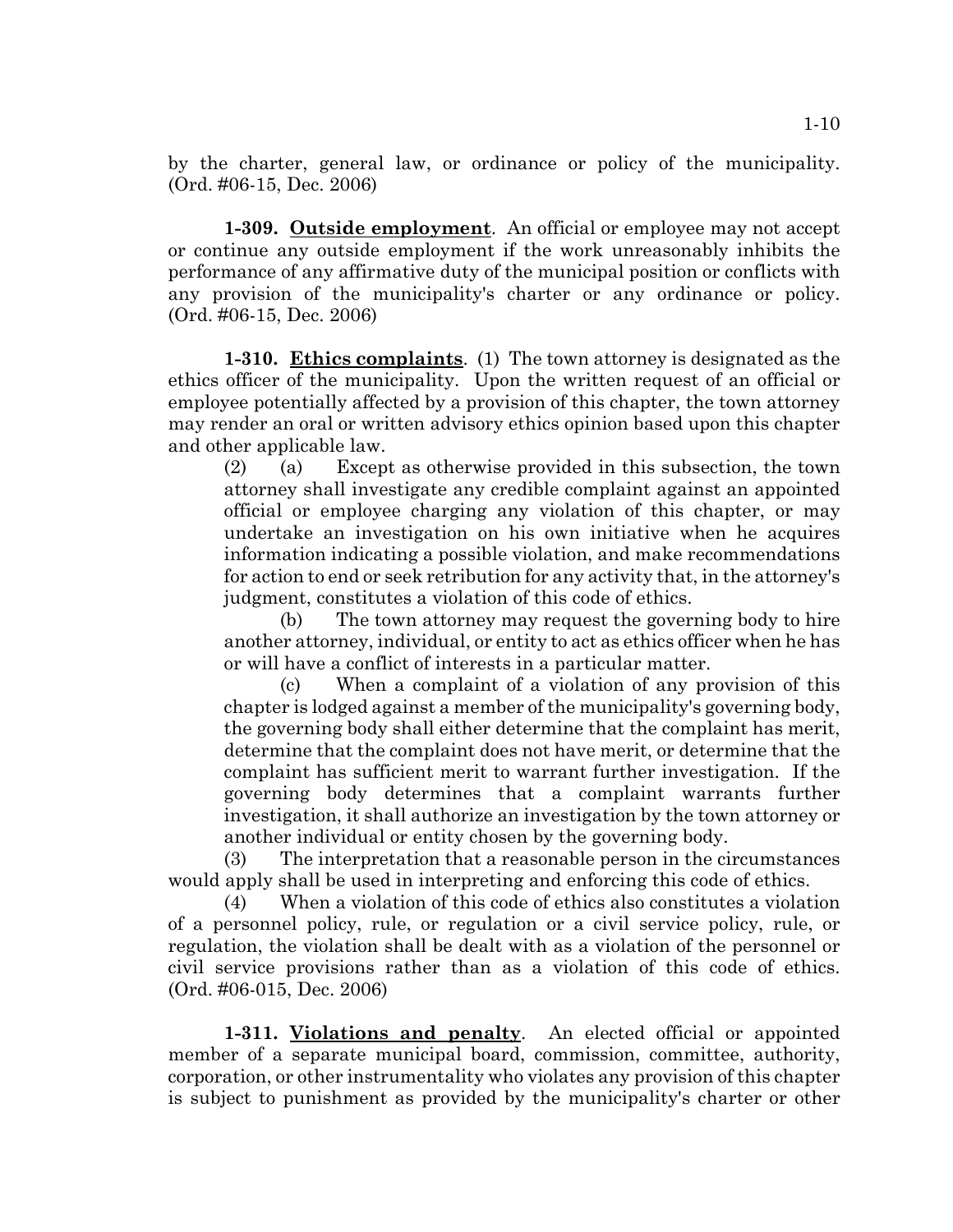by the charter, general law, or ordinance or policy of the municipality. (Ord. #06-15, Dec. 2006)

**1-309. Outside employment**. An official or employee may not accept or continue any outside employment if the work unreasonably inhibits the performance of any affirmative duty of the municipal position or conflicts with any provision of the municipality's charter or any ordinance or policy. (Ord. #06-15, Dec. 2006)

**1-310. Ethics complaints**. (1) The town attorney is designated as the ethics officer of the municipality. Upon the written request of an official or employee potentially affected by a provision of this chapter, the town attorney may render an oral or written advisory ethics opinion based upon this chapter and other applicable law.

(2) (a) Except as otherwise provided in this subsection, the town attorney shall investigate any credible complaint against an appointed official or employee charging any violation of this chapter, or may undertake an investigation on his own initiative when he acquires information indicating a possible violation, and make recommendations for action to end or seek retribution for any activity that, in the attorney's judgment, constitutes a violation of this code of ethics.

(b) The town attorney may request the governing body to hire another attorney, individual, or entity to act as ethics officer when he has or will have a conflict of interests in a particular matter.

(c) When a complaint of a violation of any provision of this chapter is lodged against a member of the municipality's governing body, the governing body shall either determine that the complaint has merit, determine that the complaint does not have merit, or determine that the complaint has sufficient merit to warrant further investigation. If the governing body determines that a complaint warrants further investigation, it shall authorize an investigation by the town attorney or another individual or entity chosen by the governing body.

(3) The interpretation that a reasonable person in the circumstances would apply shall be used in interpreting and enforcing this code of ethics.

(4) When a violation of this code of ethics also constitutes a violation of a personnel policy, rule, or regulation or a civil service policy, rule, or regulation, the violation shall be dealt with as a violation of the personnel or civil service provisions rather than as a violation of this code of ethics. (Ord. #06-015, Dec. 2006)

**1-311. Violations and penalty**. An elected official or appointed member of a separate municipal board, commission, committee, authority, corporation, or other instrumentality who violates any provision of this chapter is subject to punishment as provided by the municipality's charter or other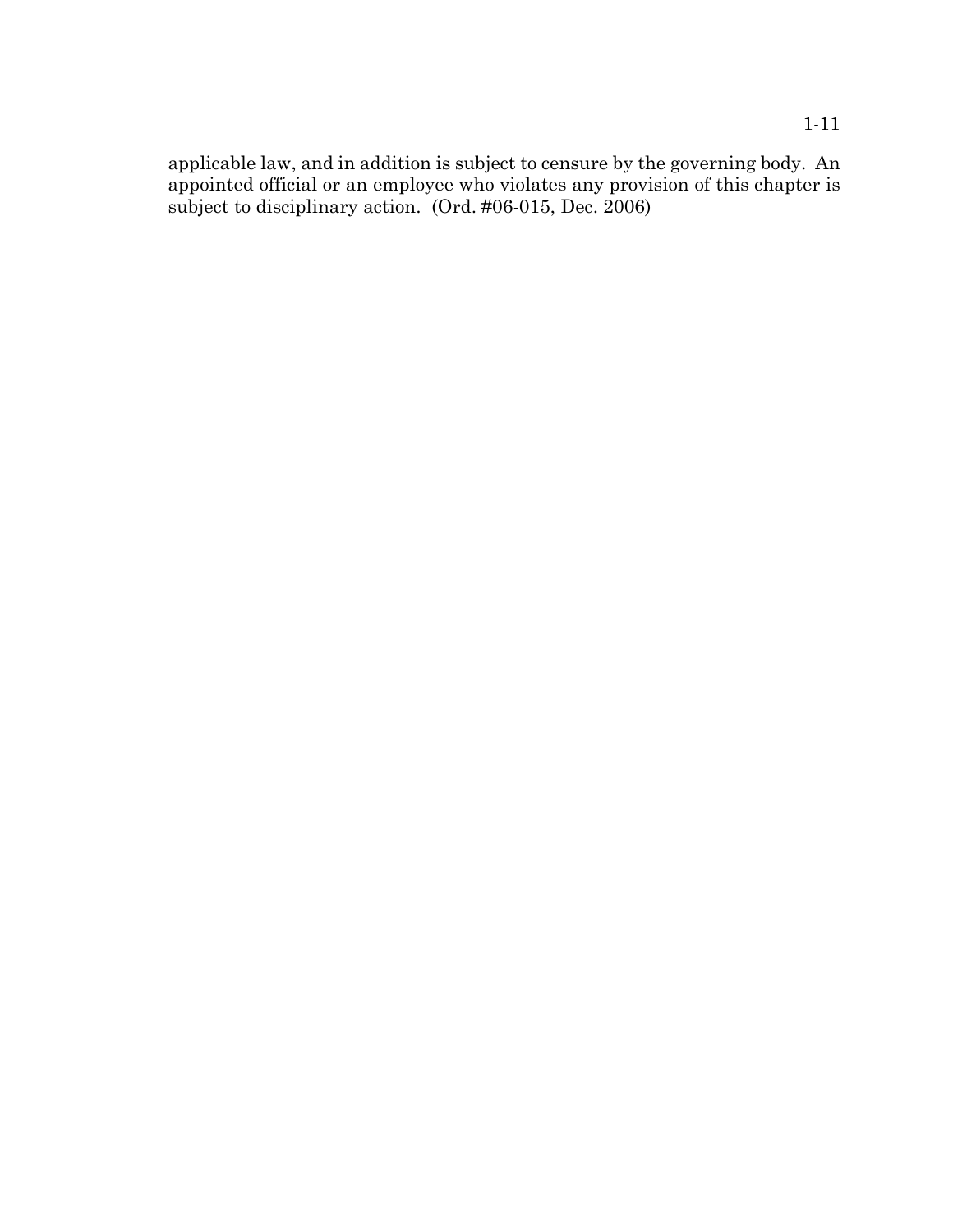applicable law, and in addition is subject to censure by the governing body. An appointed official or an employee who violates any provision of this chapter is subject to disciplinary action. (Ord. #06-015, Dec. 2006)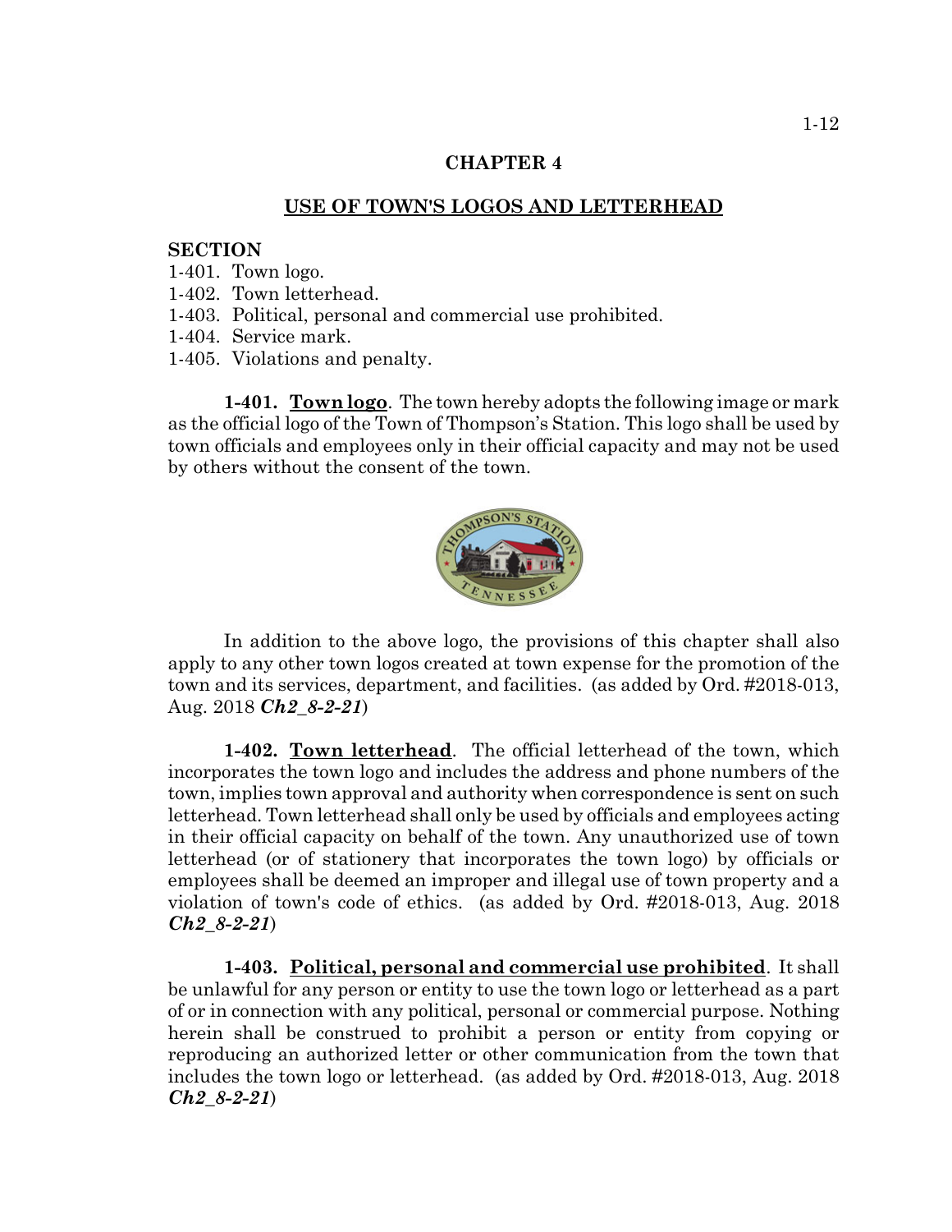# CHAPTER 4

## USE OF TOWN'S LOGOS AND LETTERHEAD

**SECTION**

1-401. Town logo.
1-402. Town letterhead.
1-403. Political, personal and commercial use prohibited.
1-404. Service mark.
1-405. Violations and penalty.

**1-401. Town logo**. The town hereby adopts the following image or mark as the official logo of the Town of Thompson's Station. This logo shall be used by town officials and employees only in their official capacity and may not be used by others without the consent of the town.

In addition to the above logo, the provisions of this chapter shall also apply to any other town logos created at town expense for the promotion of the town and its services, department, and facilities. (as added by Ord. #2018-013, Aug. 2018 ***Ch2_8-2-21***)

**1-402. Town letterhead**. The official letterhead of the town, which incorporates the town logo and includes the address and phone numbers of the town, implies town approval and authority when correspondence is sent on such letterhead. Town letterhead shall only be used by officials and employees acting in their official capacity on behalf of the town. Any unauthorized use of town letterhead (or of stationery that incorporates the town logo) by officials or employees shall be deemed an improper and illegal use of town property and a violation of town's code of ethics. (as added by Ord. #2018-013, Aug. 2018 ***Ch2_8-2-21***)

**1-403. Political, personal and commercial use prohibited**. It shall be unlawful for any person or entity to use the town logo or letterhead as a part of or in connection with any political, personal or commercial purpose. Nothing herein shall be construed to prohibit a person or entity from copying or reproducing an authorized letter or other communication from the town that includes the town logo or letterhead. (as added by Ord. #2018-013, Aug. 2018 ***Ch2_8-2-21***)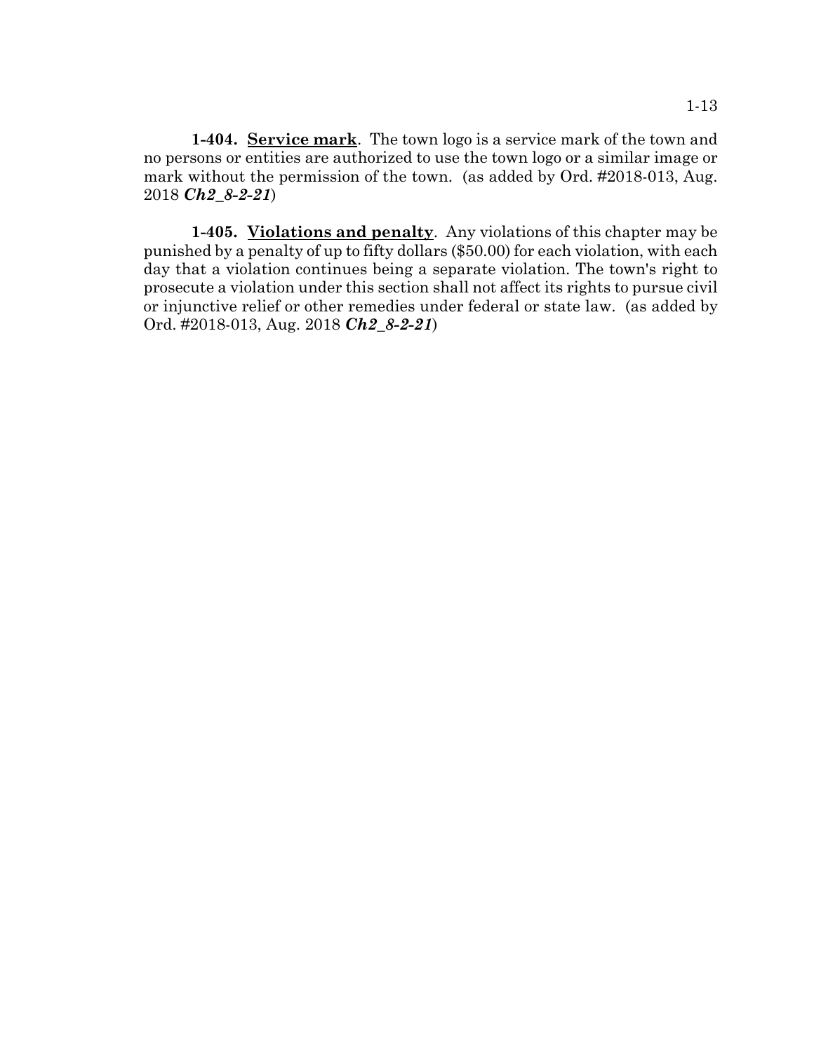**1-404. <u>Service mark</u>**. The town logo is a service mark of the town and no persons or entities are authorized to use the town logo or a similar image or mark without the permission of the town. (as added by Ord. #2018-013, Aug. 2018 ***Ch2_8-2-21***)

**1-405. <u>Violations and penalty</u>**. Any violations of this chapter may be punished by a penalty of up to fifty dollars ($50.00) for each violation, with each day that a violation continues being a separate violation. The town's right to prosecute a violation under this section shall not affect its rights to pursue civil or injunctive relief or other remedies under federal or state law. (as added by Ord. #2018-013, Aug. 2018 ***Ch2_8-2-21***)